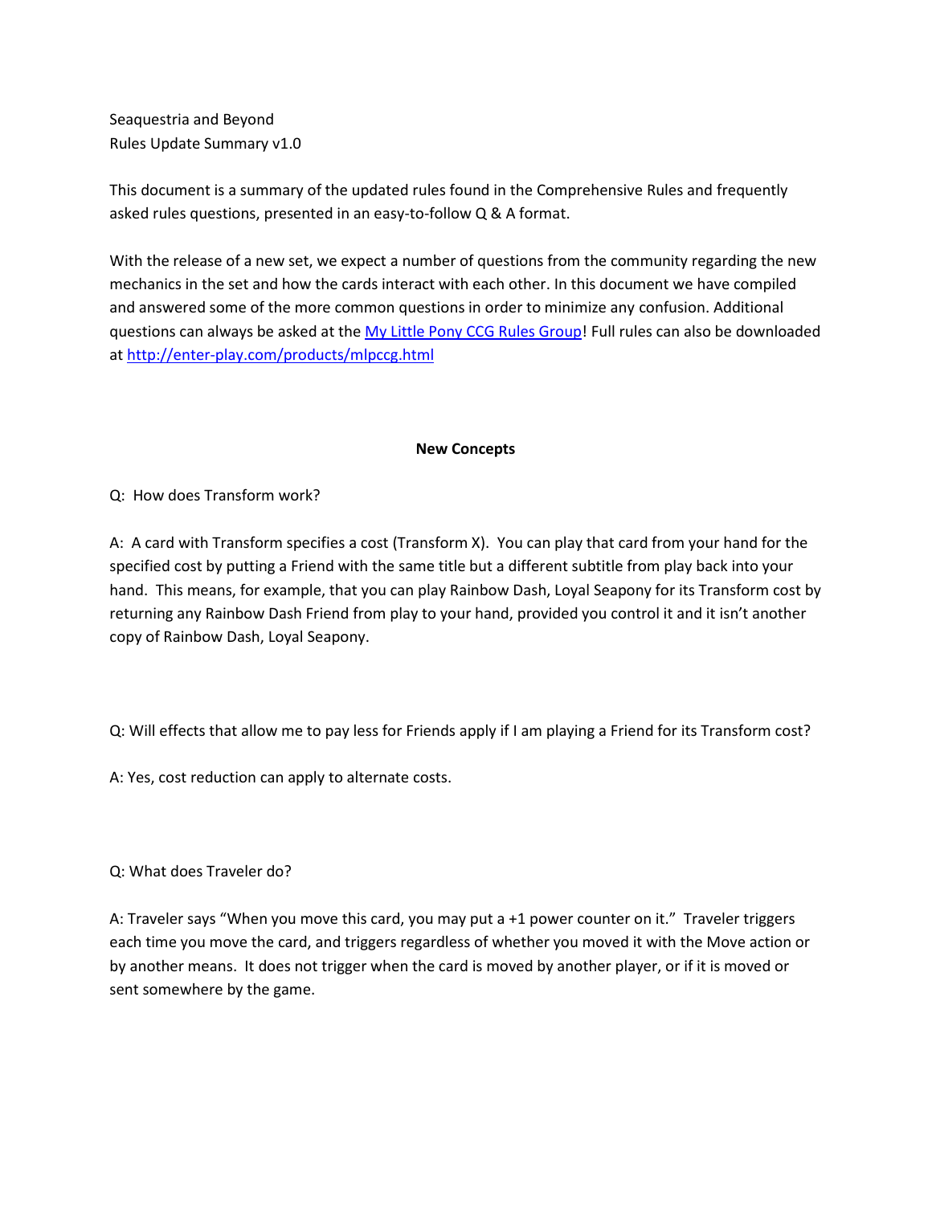Seaquestria and Beyond
Rules Update Summary v1.0

This document is a summary of the updated rules found in the Comprehensive Rules and frequently asked rules questions, presented in an easy-to-follow Q & A format.

With the release of a new set, we expect a number of questions from the community regarding the new mechanics in the set and how the cards interact with each other. In this document we have compiled and answered some of the more common questions in order to minimize any confusion. Additional questions can always be asked at the [My Little Pony CCG Rules Group](#)! Full rules can also be downloaded at [http://enter-play.com/products/mlpccg.html](http://enter-play.com/products/mlpccg.html)

**New Concepts**

Q: How does Transform work?

A: A card with Transform specifies a cost (Transform X). You can play that card from your hand for the specified cost by putting a Friend with the same title but a different subtitle from play back into your hand. This means, for example, that you can play Rainbow Dash, Loyal Seapony for its Transform cost by returning any Rainbow Dash Friend from play to your hand, provided you control it and it isn't another copy of Rainbow Dash, Loyal Seapony.

Q: Will effects that allow me to pay less for Friends apply if I am playing a Friend for its Transform cost?

A: Yes, cost reduction can apply to alternate costs.

Q: What does Traveler do?

A: Traveler says "When you move this card, you may put a +1 power counter on it." Traveler triggers each time you move the card, and triggers regardless of whether you moved it with the Move action or by another means. It does not trigger when the card is moved by another player, or if it is moved or sent somewhere by the game.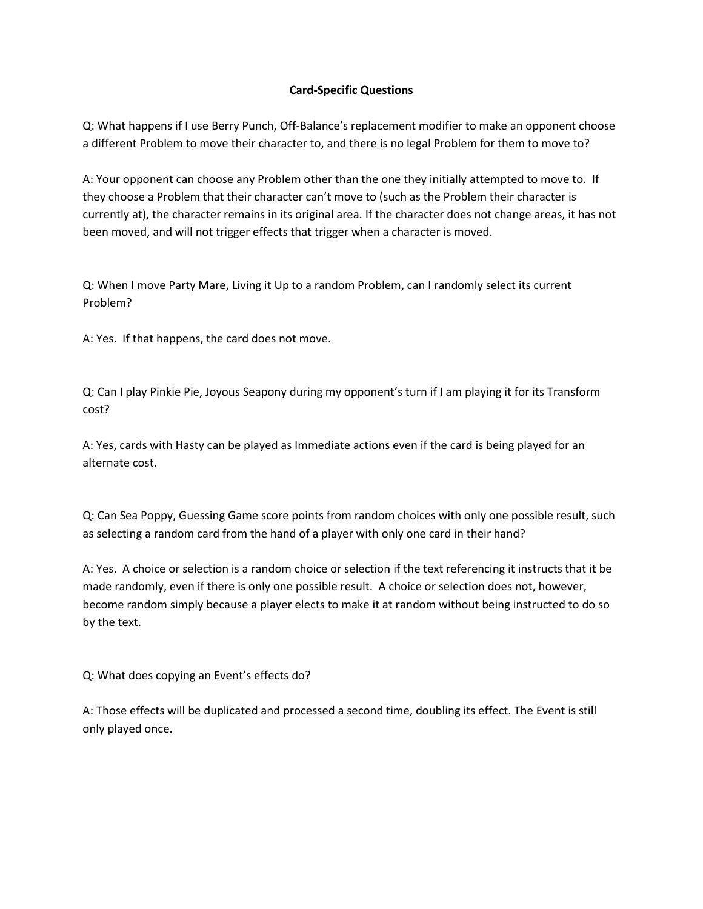**Card-Specific Questions**

Q: What happens if I use Berry Punch, Off-Balance's replacement modifier to make an opponent choose a different Problem to move their character to, and there is no legal Problem for them to move to?

A: Your opponent can choose any Problem other than the one they initially attempted to move to. If they choose a Problem that their character can't move to (such as the Problem their character is currently at), the character remains in its original area. If the character does not change areas, it has not been moved, and will not trigger effects that trigger when a character is moved.

Q: When I move Party Mare, Living it Up to a random Problem, can I randomly select its current Problem?

A: Yes. If that happens, the card does not move.

Q: Can I play Pinkie Pie, Joyous Seapony during my opponent's turn if I am playing it for its Transform cost?

A: Yes, cards with Hasty can be played as Immediate actions even if the card is being played for an alternate cost.

Q: Can Sea Poppy, Guessing Game score points from random choices with only one possible result, such as selecting a random card from the hand of a player with only one card in their hand?

A: Yes. A choice or selection is a random choice or selection if the text referencing it instructs that it be made randomly, even if there is only one possible result. A choice or selection does not, however, become random simply because a player elects to make it at random without being instructed to do so by the text.

Q: What does copying an Event's effects do?

A: Those effects will be duplicated and processed a second time, doubling its effect. The Event is still only played once.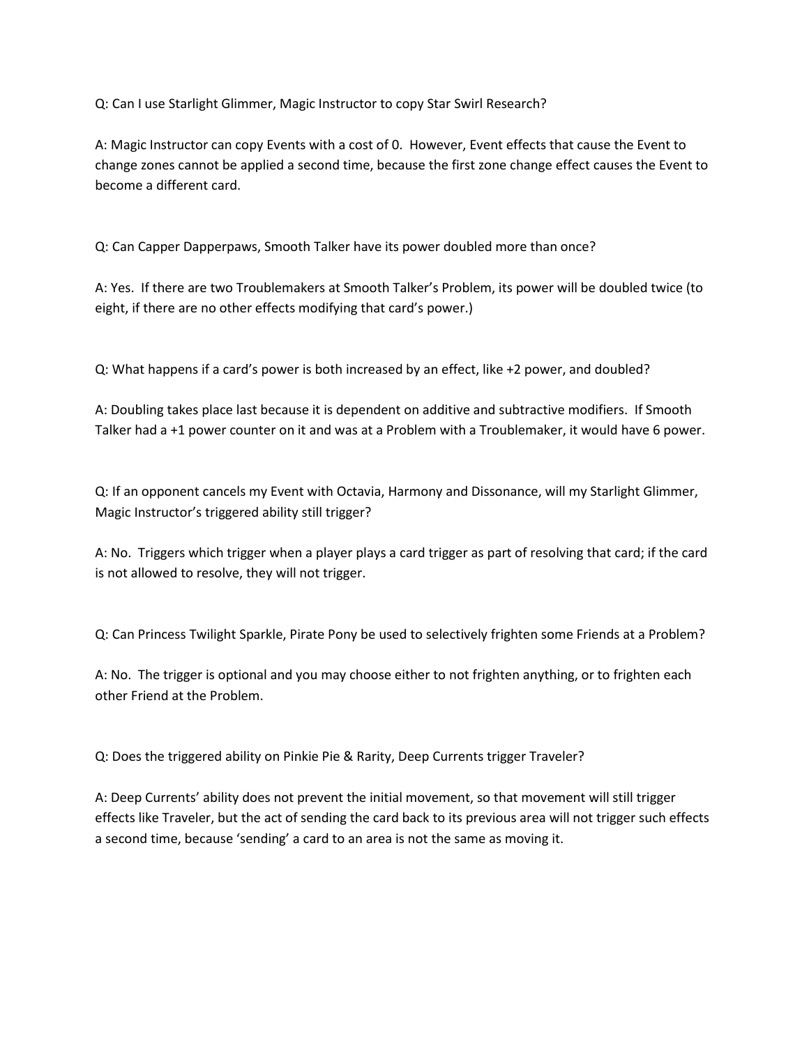Q: Can I use Starlight Glimmer, Magic Instructor to copy Star Swirl Research?

A: Magic Instructor can copy Events with a cost of 0. However, Event effects that cause the Event to change zones cannot be applied a second time, because the first zone change effect causes the Event to become a different card.

Q: Can Capper Dapperpaws, Smooth Talker have its power doubled more than once?

A: Yes. If there are two Troublemakers at Smooth Talker's Problem, its power will be doubled twice (to eight, if there are no other effects modifying that card's power.)

Q: What happens if a card's power is both increased by an effect, like +2 power, and doubled?

A: Doubling takes place last because it is dependent on additive and subtractive modifiers. If Smooth Talker had a +1 power counter on it and was at a Problem with a Troublemaker, it would have 6 power.

Q: If an opponent cancels my Event with Octavia, Harmony and Dissonance, will my Starlight Glimmer, Magic Instructor's triggered ability still trigger?

A: No. Triggers which trigger when a player plays a card trigger as part of resolving that card; if the card is not allowed to resolve, they will not trigger.

Q: Can Princess Twilight Sparkle, Pirate Pony be used to selectively frighten some Friends at a Problem?

A: No. The trigger is optional and you may choose either to not frighten anything, or to frighten each other Friend at the Problem.

Q: Does the triggered ability on Pinkie Pie & Rarity, Deep Currents trigger Traveler?

A: Deep Currents' ability does not prevent the initial movement, so that movement will still trigger effects like Traveler, but the act of sending the card back to its previous area will not trigger such effects a second time, because 'sending' a card to an area is not the same as moving it.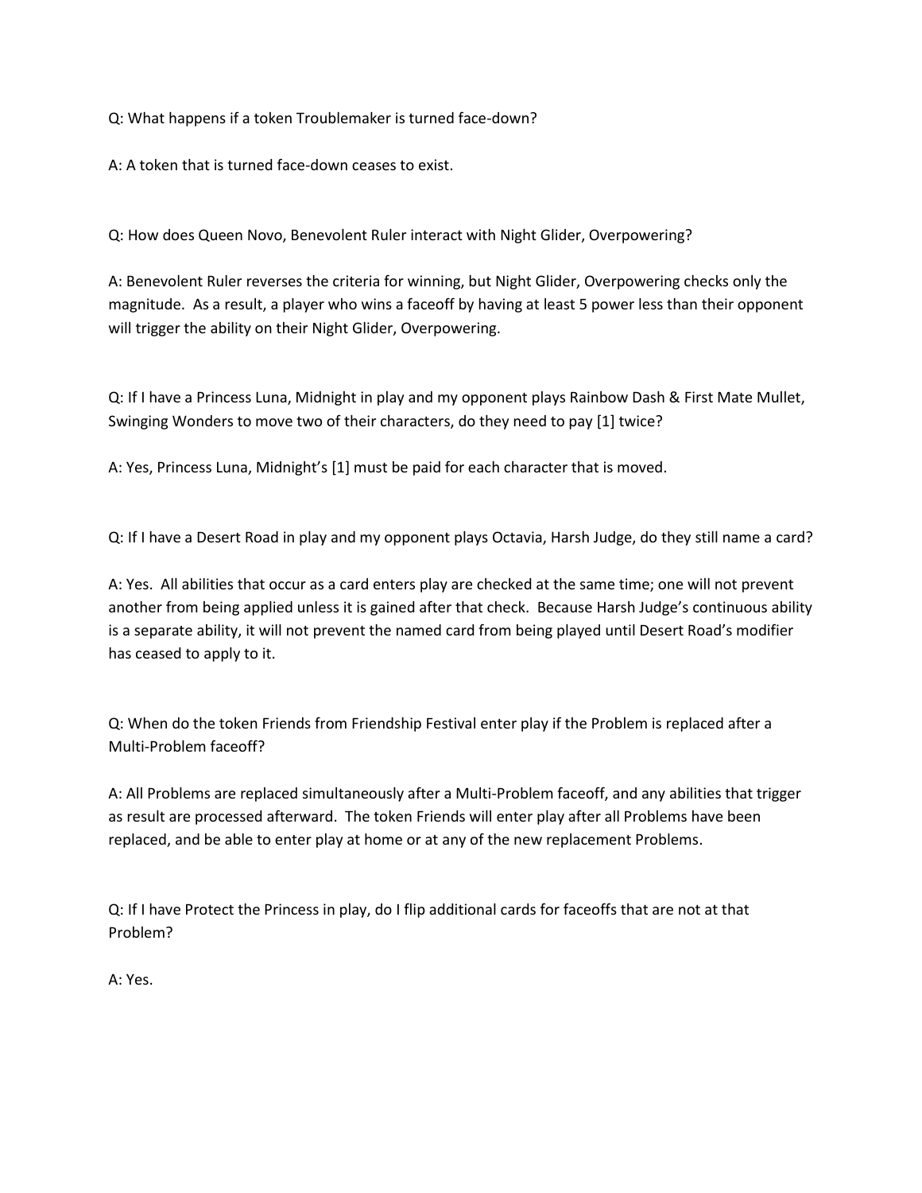Q: What happens if a token Troublemaker is turned face-down?

A: A token that is turned face-down ceases to exist.

Q: How does Queen Novo, Benevolent Ruler interact with Night Glider, Overpowering?

A: Benevolent Ruler reverses the criteria for winning, but Night Glider, Overpowering checks only the magnitude. As a result, a player who wins a faceoff by having at least 5 power less than their opponent will trigger the ability on their Night Glider, Overpowering.

Q: If I have a Princess Luna, Midnight in play and my opponent plays Rainbow Dash & First Mate Mullet, Swinging Wonders to move two of their characters, do they need to pay [1] twice?

A: Yes, Princess Luna, Midnight's [1] must be paid for each character that is moved.

Q: If I have a Desert Road in play and my opponent plays Octavia, Harsh Judge, do they still name a card?

A: Yes. All abilities that occur as a card enters play are checked at the same time; one will not prevent another from being applied unless it is gained after that check. Because Harsh Judge's continuous ability is a separate ability, it will not prevent the named card from being played until Desert Road's modifier has ceased to apply to it.

Q: When do the token Friends from Friendship Festival enter play if the Problem is replaced after a Multi-Problem faceoff?

A: All Problems are replaced simultaneously after a Multi-Problem faceoff, and any abilities that trigger as result are processed afterward. The token Friends will enter play after all Problems have been replaced, and be able to enter play at home or at any of the new replacement Problems.

Q: If I have Protect the Princess in play, do I flip additional cards for faceoffs that are not at that Problem?

A: Yes.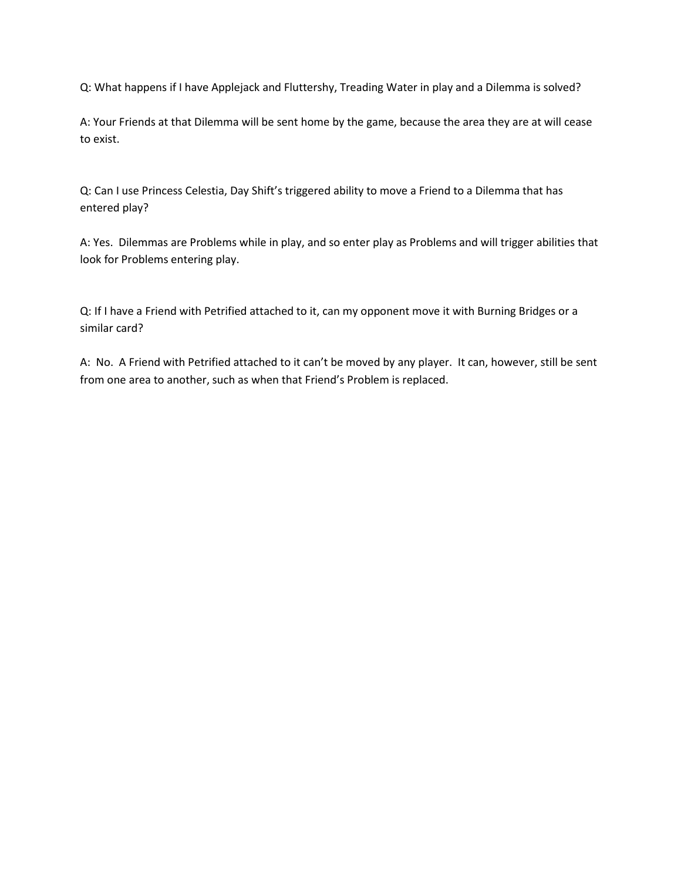Q: What happens if I have Applejack and Fluttershy, Treading Water in play and a Dilemma is solved?

A: Your Friends at that Dilemma will be sent home by the game, because the area they are at will cease to exist.

Q: Can I use Princess Celestia, Day Shift's triggered ability to move a Friend to a Dilemma that has entered play?

A: Yes. Dilemmas are Problems while in play, and so enter play as Problems and will trigger abilities that look for Problems entering play.

Q: If I have a Friend with Petrified attached to it, can my opponent move it with Burning Bridges or a similar card?

A: No. A Friend with Petrified attached to it can't be moved by any player. It can, however, still be sent from one area to another, such as when that Friend's Problem is replaced.